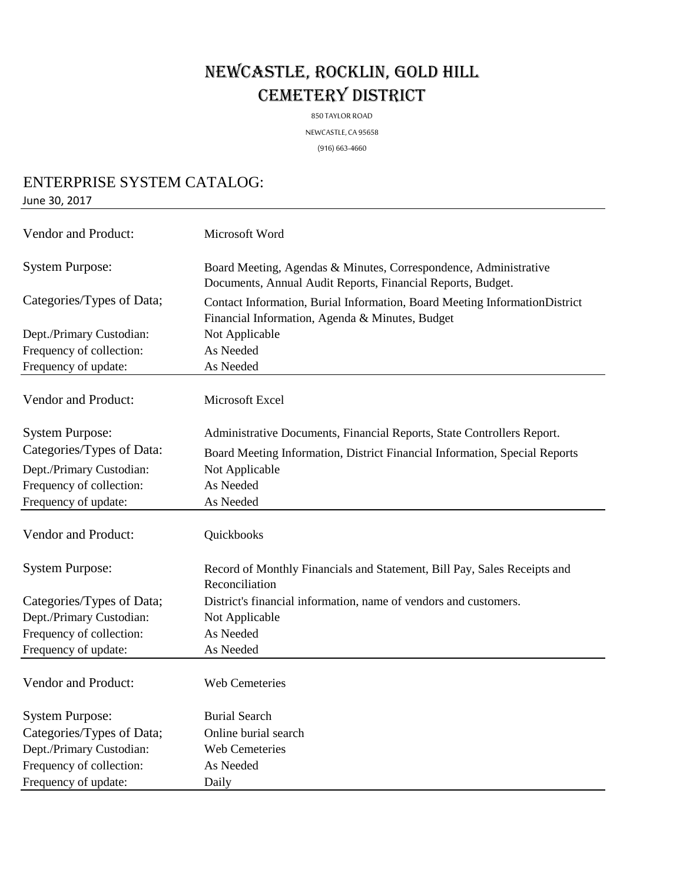# NEWCASTLE, ROCKLIN, GOLD HILL CEMETERY DISTRICT

850 TAYLOR ROAD

NEWCASTLE, CA 95658

(916) 663-4660

## ENTERPRISE SYSTEM CATALOG:

June 30, 2017

| | |
|---|---|
| Vendor and Product: | Microsoft Word |
| System Purpose: | Board Meeting, Agendas & Minutes, Correspondence, Administrative Documents, Annual Audit Reports, Financial Reports, Budget. |
| Categories/Types of Data; | Contact Information, Burial Information, Board Meeting InformationDistrict Financial Information, Agenda & Minutes, Budget |
| Dept./Primary Custodian: | Not Applicable |
| Frequency of collection: | As Needed |
| Frequency of update: | As Needed |

| | |
|---|---|
| Vendor and Product: | Microsoft Excel |
| System Purpose: | Administrative Documents, Financial Reports, State Controllers Report. |
| Categories/Types of Data: | Board Meeting Information, District Financial Information, Special Reports |
| Dept./Primary Custodian: | Not Applicable |
| Frequency of collection: | As Needed |
| Frequency of update: | As Needed |

| | |
|---|---|
| Vendor and Product: | Quickbooks |
| System Purpose: | Record of Monthly Financials and Statement, Bill Pay, Sales Receipts and Reconciliation |
| Categories/Types of Data; | District's financial information, name of vendors and customers. |
| Dept./Primary Custodian: | Not Applicable |
| Frequency of collection: | As Needed |
| Frequency of update: | As Needed |

| | |
|---|---|
| Vendor and Product: | Web Cemeteries |
| System Purpose: | Burial Search |
| Categories/Types of Data; | Online burial search |
| Dept./Primary Custodian: | Web Cemeteries |
| Frequency of collection: | As Needed |
| Frequency of update: | Daily |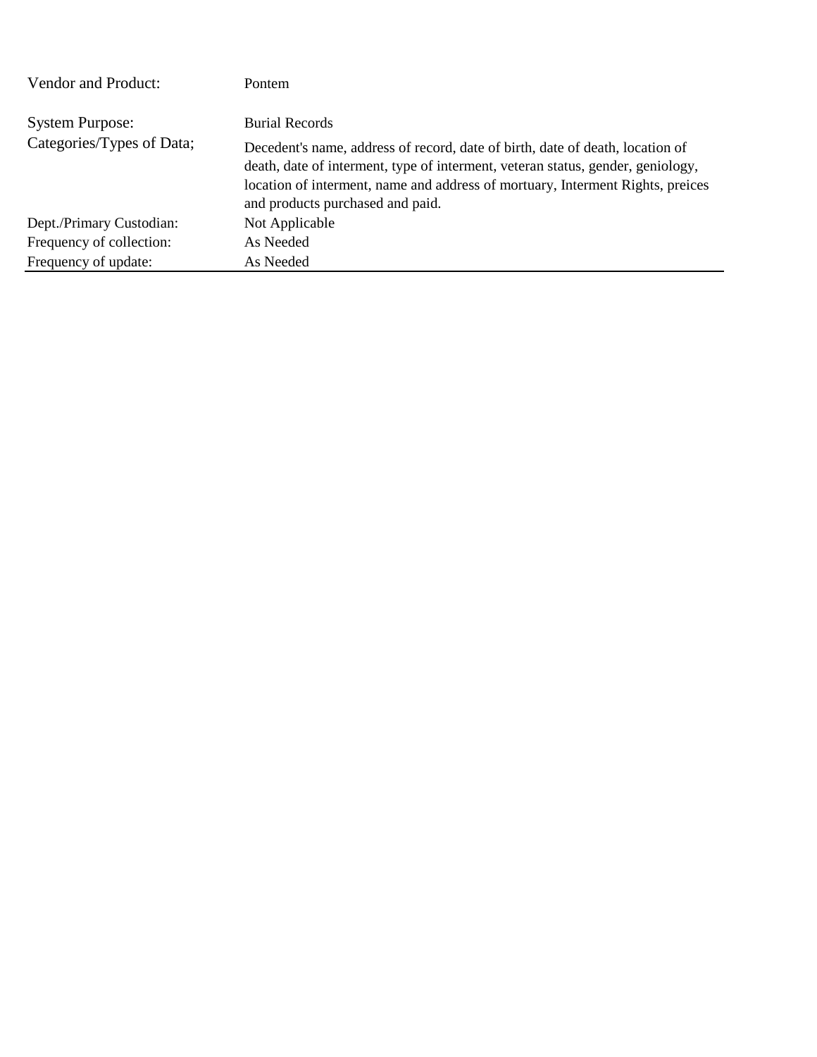| | |
|---|---|
| Vendor and Product: | Pontem |
| System Purpose: | Burial Records |
| Categories/Types of Data; | Decedent's name, address of record, date of birth, date of death, location of death, date of interment, type of interment, veteran status, gender, geniology, location of interment, name and address of mortuary, Interment Rights, preices and products purchased and paid. |
| Dept./Primary Custodian: | Not Applicable |
| Frequency of collection: | As Needed |
| Frequency of update: | As Needed |